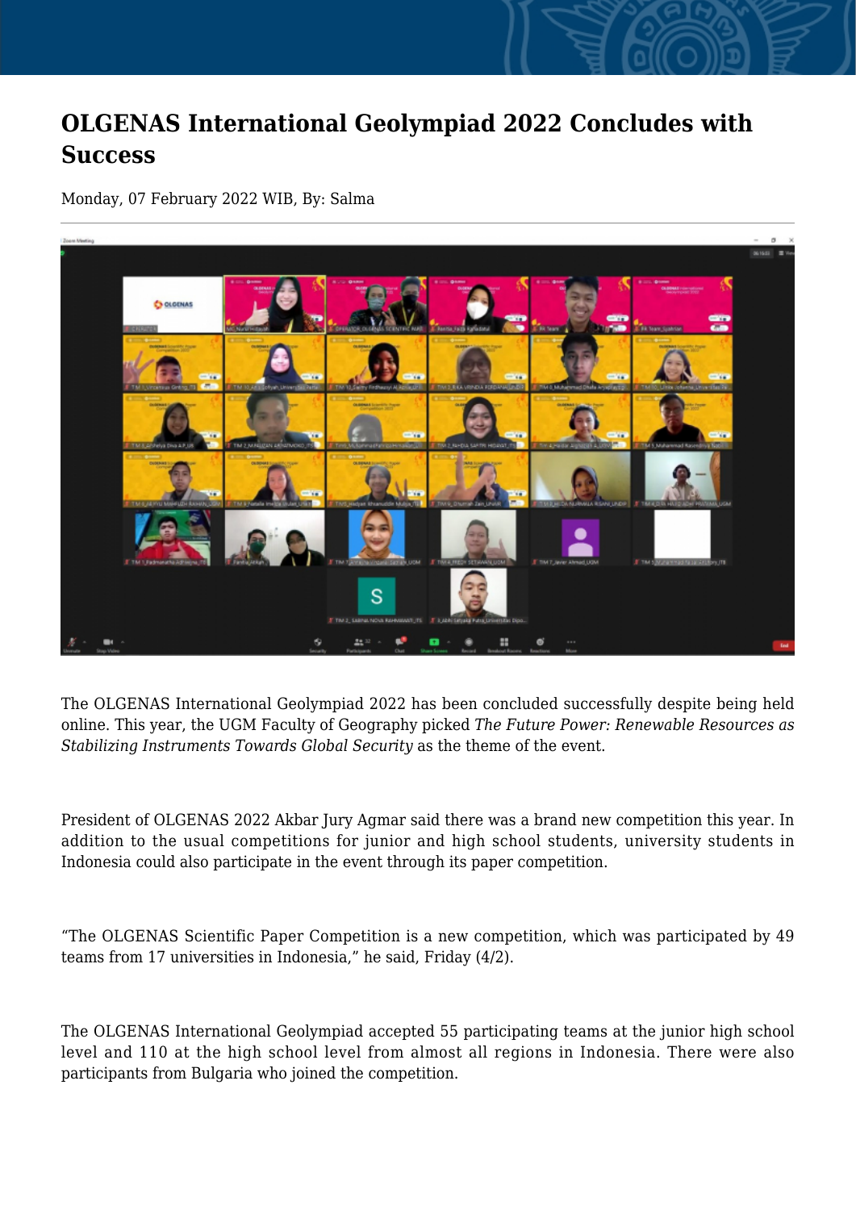# OLGENAS International Geolympiad 2022 Concludes with Success

Monday, 07 February 2022 WIB, By: Salma

The OLGENAS International Geolympiad 2022 has been concluded successfully despite being held online. This year, the UGM Faculty of Geography picked *The Future Power: Renewable Resources as Stabilizing Instruments Towards Global Security* as the theme of the event.

President of OLGENAS 2022 Akbar Jury Agmar said there was a brand new competition this year. In addition to the usual competitions for junior and high school students, university students in Indonesia could also participate in the event through its paper competition.

“The OLGENAS Scientific Paper Competition is a new competition, which was participated by 49 teams from 17 universities in Indonesia,” he said, Friday (4/2).

The OLGENAS International Geolympiad accepted 55 participating teams at the junior high school level and 110 at the high school level from almost all regions in Indonesia. There were also participants from Bulgaria who joined the competition.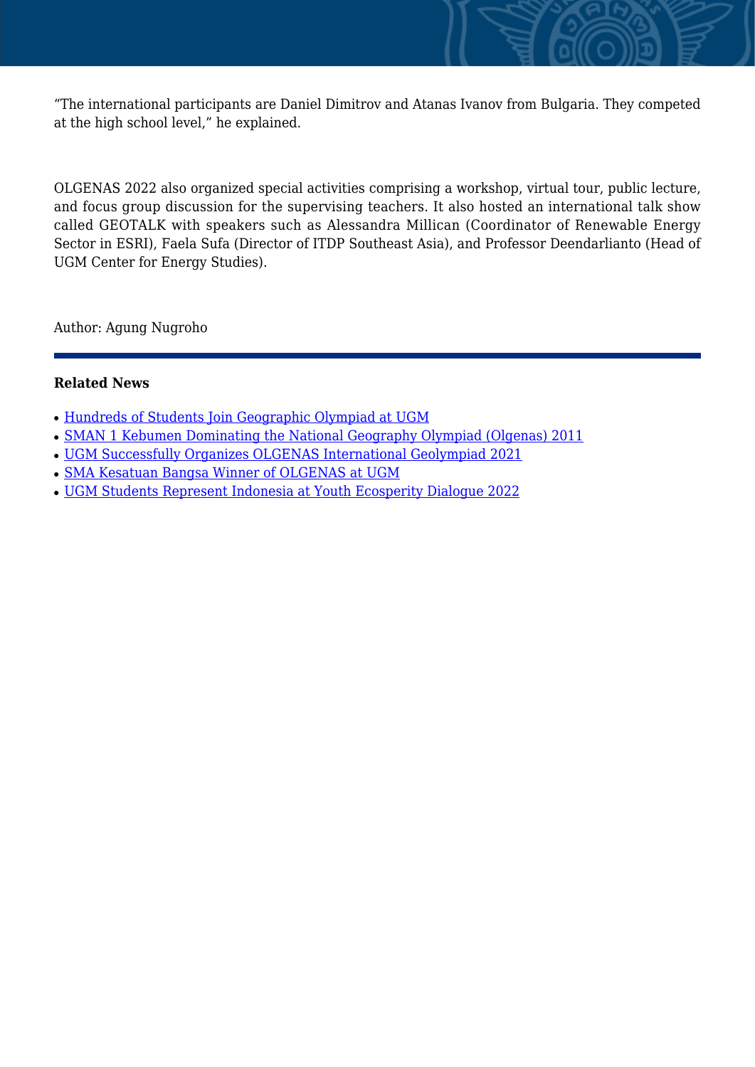"The international participants are Daniel Dimitrov and Atanas Ivanov from Bulgaria. They competed at the high school level," he explained.

OLGENAS 2022 also organized special activities comprising a workshop, virtual tour, public lecture, and focus group discussion for the supervising teachers. It also hosted an international talk show called GEOTALK with speakers such as Alessandra Millican (Coordinator of Renewable Energy Sector in ESRI), Faela Sufa (Director of ITDP Southeast Asia), and Professor Deendarlianto (Head of UGM Center for Energy Studies).

Author: Agung Nugroho

---

**Related News**

- Hundreds of Students Join Geographic Olympiad at UGM
- SMAN 1 Kebumen Dominating the National Geography Olympiad (Olgenas) 2011
- UGM Successfully Organizes OLGENAS International Geolympiad 2021
- SMA Kesatuan Bangsa Winner of OLGENAS at UGM
- UGM Students Represent Indonesia at Youth Ecosperity Dialogue 2022